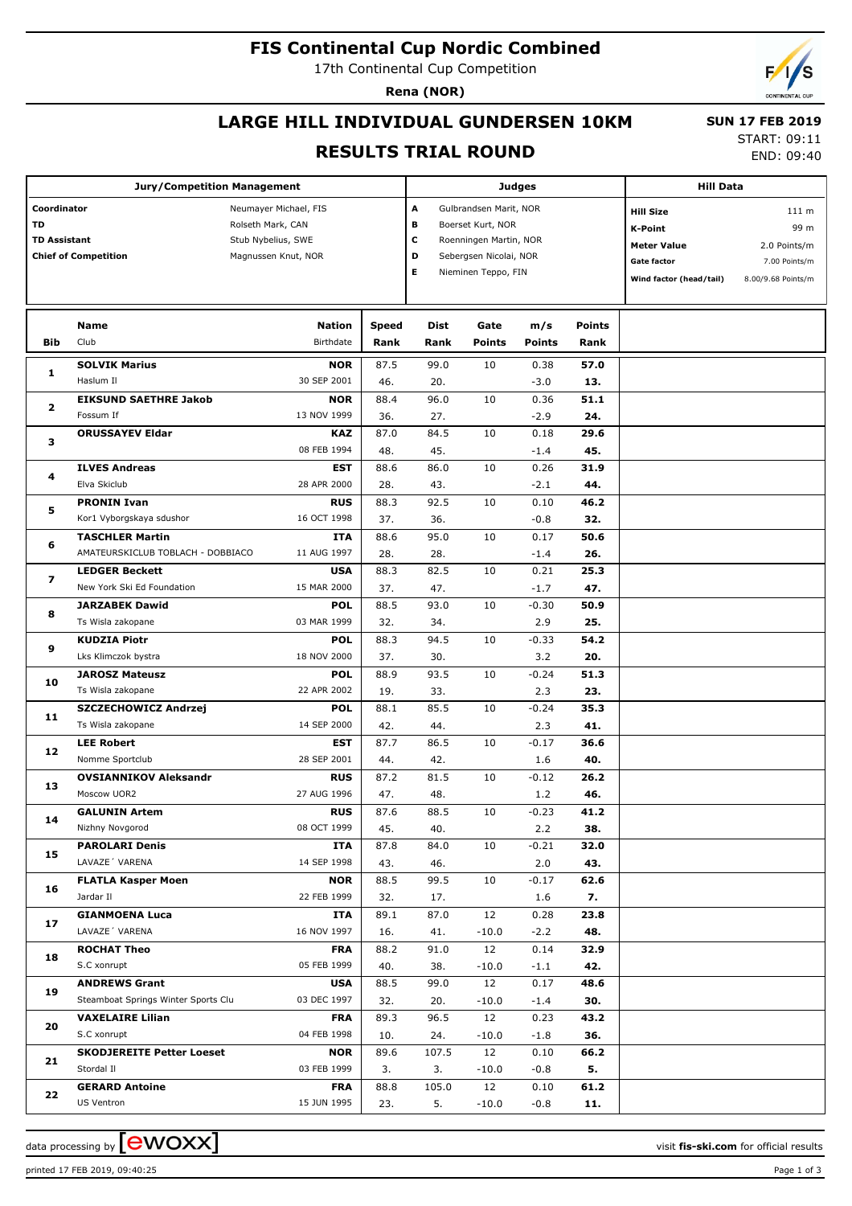# FIS Continental Cup Nordic Combined

17th Continental Cup Competition

**Rena (NOR)**

## LARGE HILL INDIVIDUAL GUNDERSEN 10KM

## RESULTS TRIAL ROUND

**SUN 17 FEB 2019**

START: 09:11
END: 09:40

| Jury/Competition Management | | Judges | | Hill Data | |
|---|---|---|---|---|---|
| Coordinator | Neumayer Michael, FIS | A | Gulbrandsen Marit, NOR | Hill Size | 111 m |
| TD | Rolseth Mark, CAN | B | Boerset Kurt, NOR | K-Point | 99 m |
| TD Assistant | Stub Nybelius, SWE | C | Roenningen Martin, NOR | Meter Value | 2.0 Points/m |
| Chief of Competition | Magnussen Knut, NOR | D | Sebergsen Nicolai, NOR | Gate factor | 7.00 Points/m |
| | | E | Nieminen Teppo, FIN | Wind factor (head/tail) | 8.00/9.68 Points/m |

| Bib | Name / Club | Nation / Birthdate | Speed / Rank | Dist / Rank | Gate / Points | m/s / Points | Points / Rank |
|---|---|---|---|---|---|---|---|
| 1 | **SOLVIK Marius** | **NOR** | 87.5 | 99.0 | 10 | 0.38 | **57.0** |
| | Haslum Il | 30 SEP 2001 | 46. | 20. | | -3.0 | **13.** |
| 2 | **EIKSUND SAETHRE Jakob** | **NOR** | 88.4 | 96.0 | 10 | 0.36 | **51.1** |
| | Fossum If | 13 NOV 1999 | 36. | 27. | | -2.9 | **24.** |
| 3 | **ORUSSAYEV Eldar** | **KAZ** | 87.0 | 84.5 | 10 | 0.18 | **29.6** |
| | | 08 FEB 1994 | 48. | 45. | | -1.4 | **45.** |
| 4 | **ILVES Andreas** | **EST** | 88.6 | 86.0 | 10 | 0.26 | **31.9** |
| | Elva Skiclub | 28 APR 2000 | 28. | 43. | | -2.1 | **44.** |
| 5 | **PRONIN Ivan** | **RUS** | 88.3 | 92.5 | 10 | 0.10 | **46.2** |
| | Kor1 Vyborgskaya sdushor | 16 OCT 1998 | 37. | 36. | | -0.8 | **32.** |
| 6 | **TASCHLER Martin** | **ITA** | 88.6 | 95.0 | 10 | 0.17 | **50.6** |
| | AMATEURSKICLUB TOBLACH - DOBBIACO | 11 AUG 1997 | 28. | 28. | | -1.4 | **26.** |
| 7 | **LEDGER Beckett** | **USA** | 88.3 | 82.5 | 10 | 0.21 | **25.3** |
| | New York Ski Ed Foundation | 15 MAR 2000 | 37. | 47. | | -1.7 | **47.** |
| 8 | **JARZABEK Dawid** | **POL** | 88.5 | 93.0 | 10 | -0.30 | **50.9** |
| | Ts Wisla zakopane | 03 MAR 1999 | 32. | 34. | | 2.9 | **25.** |
| 9 | **KUDZIA Piotr** | **POL** | 88.3 | 94.5 | 10 | -0.33 | **54.2** |
| | Lks Klimczok bystra | 18 NOV 2000 | 37. | 30. | | 3.2 | **20.** |
| 10 | **JAROSZ Mateusz** | **POL** | 88.9 | 93.5 | 10 | -0.24 | **51.3** |
| | Ts Wisla zakopane | 22 APR 2002 | 19. | 33. | | 2.3 | **23.** |
| 11 | **SZCZECHOWICZ Andrzej** | **POL** | 88.1 | 85.5 | 10 | -0.24 | **35.3** |
| | Ts Wisla zakopane | 14 SEP 2000 | 42. | 44. | | 2.3 | **41.** |
| 12 | **LEE Robert** | **EST** | 87.7 | 86.5 | 10 | -0.17 | **36.6** |
| | Nomme Sportclub | 28 SEP 2001 | 44. | 42. | | 1.6 | **40.** |
| 13 | **OVSIANNIKOV Aleksandr** | **RUS** | 87.2 | 81.5 | 10 | -0.12 | **26.2** |
| | Moscow UOR2 | 27 AUG 1996 | 47. | 48. | | 1.2 | **46.** |
| 14 | **GALUNIN Artem** | **RUS** | 87.6 | 88.5 | 10 | -0.23 | **41.2** |
| | Nizhny Novgorod | 08 OCT 1999 | 45. | 40. | | 2.2 | **38.** |
| 15 | **PAROLARI Denis** | **ITA** | 87.8 | 84.0 | 10 | -0.21 | **32.0** |
| | LAVAZE´ VARENA | 14 SEP 1998 | 43. | 46. | | 2.0 | **43.** |
| 16 | **FLATLA Kasper Moen** | **NOR** | 88.5 | 99.5 | 10 | -0.17 | **62.6** |
| | Jardar Il | 22 FEB 1999 | 32. | 17. | | 1.6 | **7.** |
| 17 | **GIANMOENA Luca** | **ITA** | 89.1 | 87.0 | 12 | 0.28 | **23.8** |
| | LAVAZE´ VARENA | 16 NOV 1997 | 16. | 41. | -10.0 | -2.2 | **48.** |
| 18 | **ROCHAT Theo** | **FRA** | 88.2 | 91.0 | 12 | 0.14 | **32.9** |
| | S.C xonrupt | 05 FEB 1999 | 40. | 38. | -10.0 | -1.1 | **42.** |
| 19 | **ANDREWS Grant** | **USA** | 88.5 | 99.0 | 12 | 0.17 | **48.6** |
| | Steamboat Springs Winter Sports Clu | 03 DEC 1997 | 32. | 20. | -10.0 | -1.4 | **30.** |
| 20 | **VAXELAIRE Lilian** | **FRA** | 89.3 | 96.5 | 12 | 0.23 | **43.2** |
| | S.C xonrupt | 04 FEB 1998 | 10. | 24. | -10.0 | -1.8 | **36.** |
| 21 | **SKODJEREITE Petter Loeset** | **NOR** | 89.6 | 107.5 | 12 | 0.10 | **66.2** |
| | Stordal Il | 03 FEB 1999 | 3. | 3. | -10.0 | -0.8 | **5.** |
| 22 | **GERARD Antoine** | **FRA** | 88.8 | 105.0 | 12 | 0.10 | **61.2** |
| | US Ventron | 15 JUN 1995 | 23. | 5. | -10.0 | -0.8 | **11.** |

data processing by ewoxx — visit **fis-ski.com** for official results

printed 17 FEB 2019, 09:40:25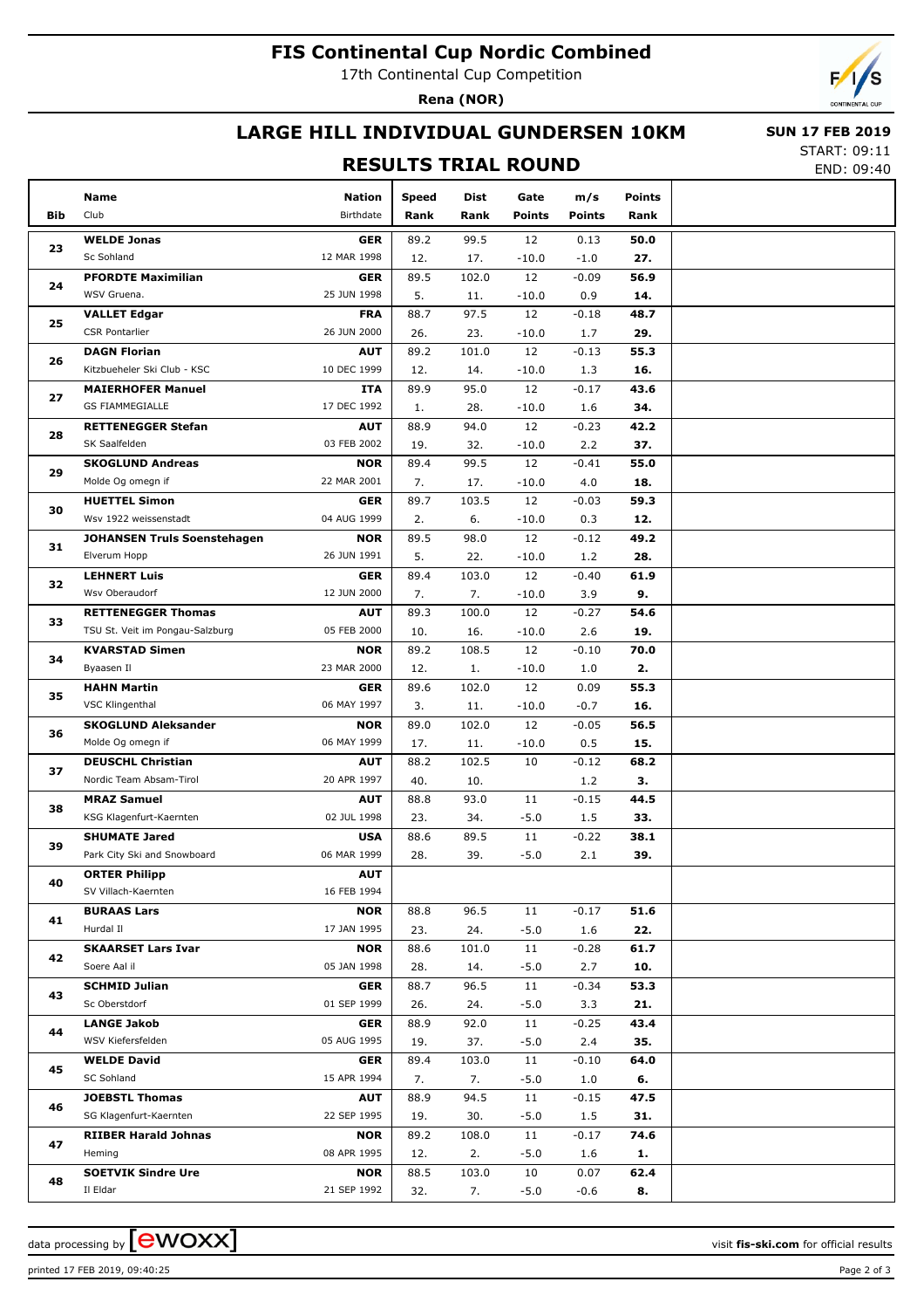# FIS Continental Cup Nordic Combined

17th Continental Cup Competition

**Rena (NOR)**

## LARGE HILL INDIVIDUAL GUNDERSEN 10KM

**SUN 17 FEB 2019**

START: 09:11
END: 09:40

## RESULTS TRIAL ROUND

| Bib | Name / Club | Nation / Birthdate | Speed / Rank | Dist / Rank | Gate / Points | m/s / Points | Points / Rank |
|---|---|---|---|---|---|---|---|
| 23 | **WELDE Jonas**<br>Sc Sohland | **GER**<br>12 MAR 1998 | 89.2<br>12. | 99.5<br>17. | 12<br>-10.0 | 0.13<br>-1.0 | **50.0**<br>**27.** |
| 24 | **PFORDTE Maximilian**<br>WSV Gruena. | **GER**<br>25 JUN 1998 | 89.5<br>5. | 102.0<br>11. | 12<br>-10.0 | -0.09<br>0.9 | **56.9**<br>**14.** |
| 25 | **VALLET Edgar**<br>CSR Pontarlier | **FRA**<br>26 JUN 2000 | 88.7<br>26. | 97.5<br>23. | 12<br>-10.0 | -0.18<br>1.7 | **48.7**<br>**29.** |
| 26 | **DAGN Florian**<br>Kitzbueheler Ski Club - KSC | **AUT**<br>10 DEC 1999 | 89.2<br>12. | 101.0<br>14. | 12<br>-10.0 | -0.13<br>1.3 | **55.3**<br>**16.** |
| 27 | **MAIERHOFER Manuel**<br>GS FIAMMEGIALLE | **ITA**<br>17 DEC 1992 | 89.9<br>1. | 95.0<br>28. | 12<br>-10.0 | -0.17<br>1.6 | **43.6**<br>**34.** |
| 28 | **RETTENEGGER Stefan**<br>SK Saalfelden | **AUT**<br>03 FEB 2002 | 88.9<br>19. | 94.0<br>32. | 12<br>-10.0 | -0.23<br>2.2 | **42.2**<br>**37.** |
| 29 | **SKOGLUND Andreas**<br>Molde Og omegn if | **NOR**<br>22 MAR 2001 | 89.4<br>7. | 99.5<br>17. | 12<br>-10.0 | -0.41<br>4.0 | **55.0**<br>**18.** |
| 30 | **HUETTEL Simon**<br>Wsv 1922 weissenstadt | **GER**<br>04 AUG 1999 | 89.7<br>2. | 103.5<br>6. | 12<br>-10.0 | -0.03<br>0.3 | **59.3**<br>**12.** |
| 31 | **JOHANSEN Truls Soenstehagen**<br>Elverum Hopp | **NOR**<br>26 JUN 1991 | 89.5<br>5. | 98.0<br>22. | 12<br>-10.0 | -0.12<br>1.2 | **49.2**<br>**28.** |
| 32 | **LEHNERT Luis**<br>Wsv Oberaudorf | **GER**<br>12 JUN 2000 | 89.4<br>7. | 103.0<br>7. | 12<br>-10.0 | -0.40<br>3.9 | **61.9**<br>**9.** |
| 33 | **RETTENEGGER Thomas**<br>TSU St. Veit im Pongau-Salzburg | **AUT**<br>05 FEB 2000 | 89.3<br>10. | 100.0<br>16. | 12<br>-10.0 | -0.27<br>2.6 | **54.6**<br>**19.** |
| 34 | **KVARSTAD Simen**<br>Byaasen Il | **NOR**<br>23 MAR 2000 | 89.2<br>12. | 108.5<br>1. | 12<br>-10.0 | -0.10<br>1.0 | **70.0**<br>**2.** |
| 35 | **HAHN Martin**<br>VSC Klingenthal | **GER**<br>06 MAY 1997 | 89.6<br>3. | 102.0<br>11. | 12<br>-10.0 | 0.09<br>-0.7 | **55.3**<br>**16.** |
| 36 | **SKOGLUND Aleksander**<br>Molde Og omegn if | **NOR**<br>06 MAY 1999 | 89.0<br>17. | 102.0<br>11. | 12<br>-10.0 | -0.05<br>0.5 | **56.5**<br>**15.** |
| 37 | **DEUSCHL Christian**<br>Nordic Team Absam-Tirol | **AUT**<br>20 APR 1997 | 88.2<br>40. | 102.5<br>10. | 10<br> | -0.12<br>1.2 | **68.2**<br>**3.** |
| 38 | **MRAZ Samuel**<br>KSG Klagenfurt-Kaernten | **AUT**<br>02 JUL 1998 | 88.8<br>23. | 93.0<br>34. | 11<br>-5.0 | -0.15<br>1.5 | **44.5**<br>**33.** |
| 39 | **SHUMATE Jared**<br>Park City Ski and Snowboard | **USA**<br>06 MAR 1999 | 88.6<br>28. | 89.5<br>39. | 11<br>-5.0 | -0.22<br>2.1 | **38.1**<br>**39.** |
| 40 | **ORTER Philipp**<br>SV Villach-Kaernten | **AUT**<br>16 FEB 1994 | | | | | |
| 41 | **BURAAS Lars**<br>Hurdal Il | **NOR**<br>17 JAN 1995 | 88.8<br>23. | 96.5<br>24. | 11<br>-5.0 | -0.17<br>1.6 | **51.6**<br>**22.** |
| 42 | **SKAARSET Lars Ivar**<br>Soere Aal il | **NOR**<br>05 JAN 1998 | 88.6<br>28. | 101.0<br>14. | 11<br>-5.0 | -0.28<br>2.7 | **61.7**<br>**10.** |
| 43 | **SCHMID Julian**<br>Sc Oberstdorf | **GER**<br>01 SEP 1999 | 88.7<br>26. | 96.5<br>24. | 11<br>-5.0 | -0.34<br>3.3 | **53.3**<br>**21.** |
| 44 | **LANGE Jakob**<br>WSV Kiefersfelden | **GER**<br>05 AUG 1995 | 88.9<br>19. | 92.0<br>37. | 11<br>-5.0 | -0.25<br>2.4 | **43.4**<br>**35.** |
| 45 | **WELDE David**<br>SC Sohland | **GER**<br>15 APR 1994 | 89.4<br>7. | 103.0<br>7. | 11<br>-5.0 | -0.10<br>1.0 | **64.0**<br>**6.** |
| 46 | **JOEBSTL Thomas**<br>SG Klagenfurt-Kaernten | **AUT**<br>22 SEP 1995 | 88.9<br>19. | 94.5<br>30. | 11<br>-5.0 | -0.15<br>1.5 | **47.5**<br>**31.** |
| 47 | **RIIBER Harald Johnas**<br>Heming | **NOR**<br>08 APR 1995 | 89.2<br>12. | 108.0<br>2. | 11<br>-5.0 | -0.17<br>1.6 | **74.6**<br>**1.** |
| 48 | **SOETVIK Sindre Ure**<br>Il Eldar | **NOR**<br>21 SEP 1992 | 88.5<br>32. | 103.0<br>7. | 10<br>-5.0 | 0.07<br>-0.6 | **62.4**<br>**8.** |

data processing by ewoxx — visit **fis-ski.com** for official results

printed 17 FEB 2019, 09:40:25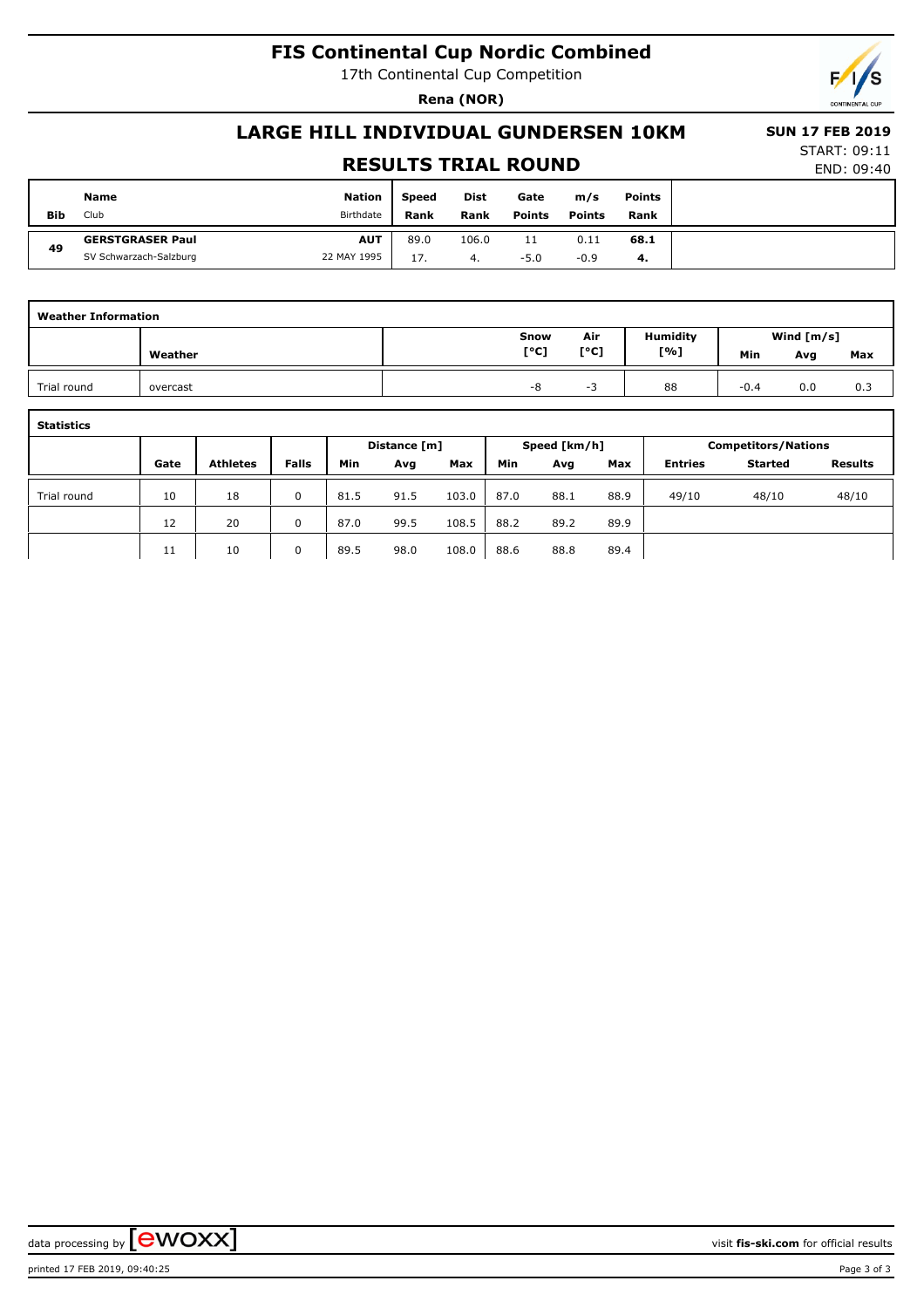# FIS Continental Cup Nordic Combined

17th Continental Cup Competition

**Rena (NOR)**

## LARGE HILL INDIVIDUAL GUNDERSEN 10KM

**SUN 17 FEB 2019**

START: 09:11

END: 09:40

## RESULTS TRIAL ROUND

| Bib | Name / Club | Nation / Birthdate | Speed / Rank | Dist / Rank | Gate / Points | m/s / Points | Points / Rank |
|---|---|---|---|---|---|---|---|
| 49 | **GERSTGRASER Paul** / SV Schwarzach-Salzburg | **AUT** / 22 MAY 1995 | 89.0 / 17. | 106.0 / 4. | 11 / -5.0 | 0.11 / -0.9 | **68.1** / **4.** |

**Weather Information**

| | Weather | Snow [°C] | Air [°C] | Humidity [%] | Wind [m/s] Min | Wind [m/s] Avg | Wind [m/s] Max |
|---|---|---|---|---|---|---|---|
| Trial round | overcast | -8 | -3 | 88 | -0.4 | 0.0 | 0.3 |

**Statistics**

| | Gate | Athletes | Falls | Distance [m] | | | Speed [km/h] | | | Competitors/Nations | | |
|---|---|---|---|---|---|---|---|---|---|---|---|---|
| | | | | Min | Avg | Max | Min | Avg | Max | Entries | Started | Results |
| Trial round | 10 | 18 | 0 | 81.5 | 91.5 | 103.0 | 87.0 | 88.1 | 88.9 | 49/10 | 48/10 | 48/10 |
| | 12 | 20 | 0 | 87.0 | 99.5 | 108.5 | 88.2 | 89.2 | 89.9 | | | |
| | 11 | 10 | 0 | 89.5 | 98.0 | 108.0 | 88.6 | 88.8 | 89.4 | | | |

data processing by ewoxx

visit **fis-ski.com** for official results

printed 17 FEB 2019, 09:40:25